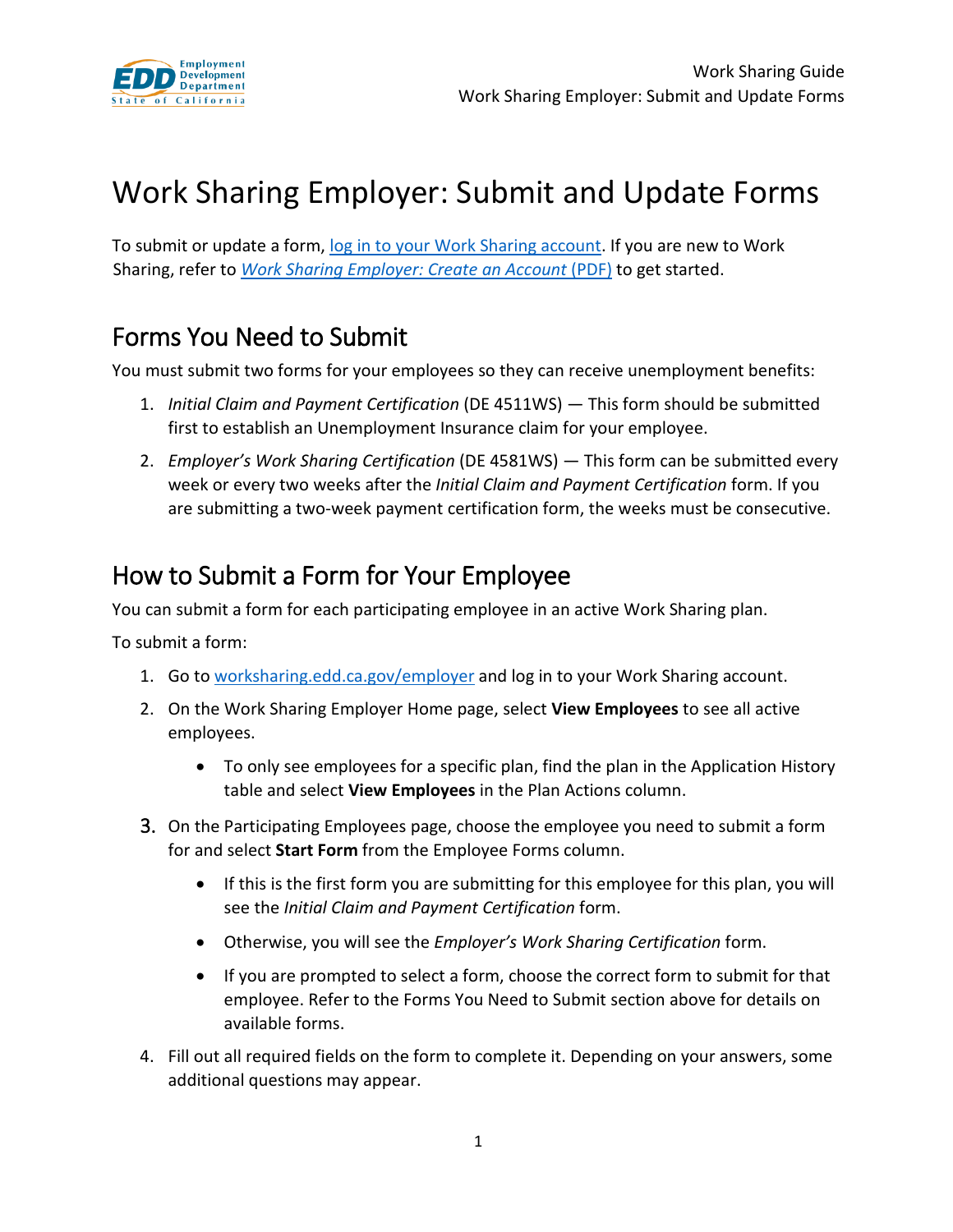# Work Sharing Employer: Submit and Update Forms

To submit or update a form, [log in to your Work Sharing account](). If you are new to Work Sharing, refer to [*Work Sharing Employer: Create an Account* (PDF)]() to get started.

## Forms You Need to Submit

You must submit two forms for your employees so they can receive unemployment benefits:

1. *Initial Claim and Payment Certification* (DE 4511WS) — This form should be submitted first to establish an Unemployment Insurance claim for your employee.
2. *Employer's Work Sharing Certification* (DE 4581WS) — This form can be submitted every week or every two weeks after the *Initial Claim and Payment Certification* form. If you are submitting a two-week payment certification form, the weeks must be consecutive.

## How to Submit a Form for Your Employee

You can submit a form for each participating employee in an active Work Sharing plan.

To submit a form:

1. Go to [worksharing.edd.ca.gov/employer]() and log in to your Work Sharing account.
2. On the Work Sharing Employer Home page, select **View Employees** to see all active employees.
   - To only see employees for a specific plan, find the plan in the Application History table and select **View Employees** in the Plan Actions column.
3. On the Participating Employees page, choose the employee you need to submit a form for and select **Start Form** from the Employee Forms column.
   - If this is the first form you are submitting for this employee for this plan, you will see the *Initial Claim and Payment Certification* form.
   - Otherwise, you will see the *Employer's Work Sharing Certification* form.
   - If you are prompted to select a form, choose the correct form to submit for that employee. Refer to the Forms You Need to Submit section above for details on available forms.
4. Fill out all required fields on the form to complete it. Depending on your answers, some additional questions may appear.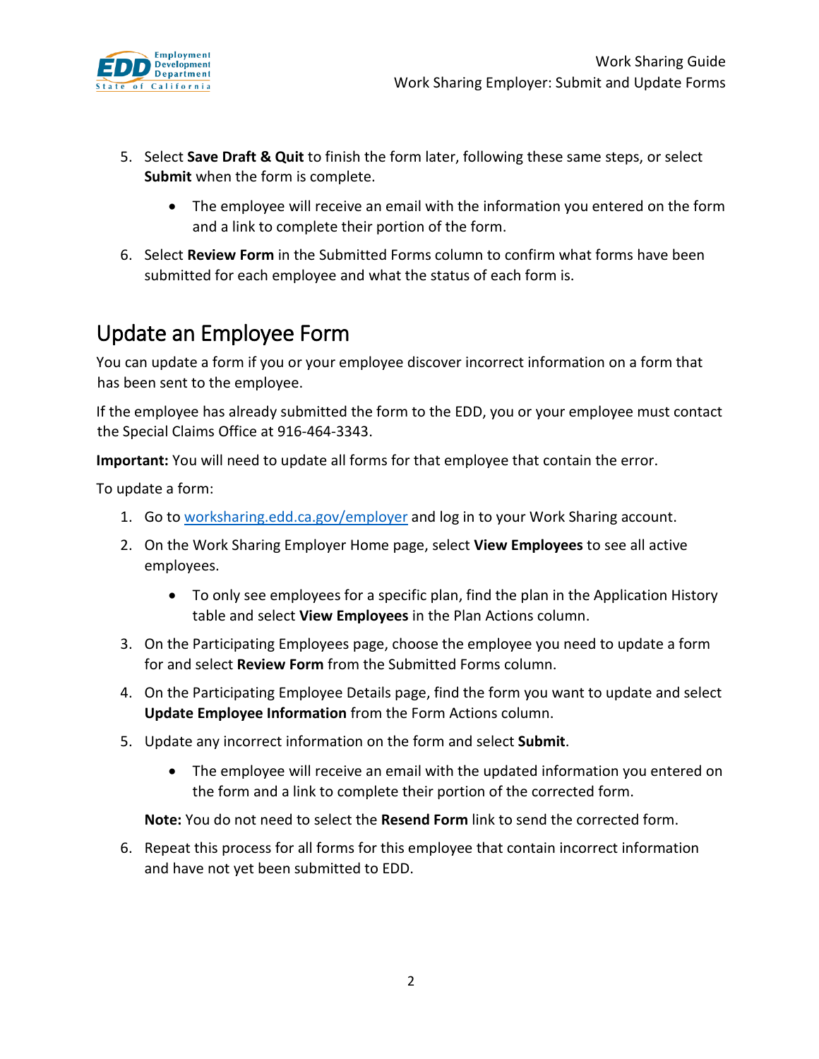5. Select **Save Draft & Quit** to finish the form later, following these same steps, or select **Submit** when the form is complete.
    - The employee will receive an email with the information you entered on the form and a link to complete their portion of the form.
6. Select **Review Form** in the Submitted Forms column to confirm what forms have been submitted for each employee and what the status of each form is.

## Update an Employee Form

You can update a form if you or your employee discover incorrect information on a form that has been sent to the employee.

If the employee has already submitted the form to the EDD, you or your employee must contact the Special Claims Office at 916-464-3343.

**Important:** You will need to update all forms for that employee that contain the error.

To update a form:

1. Go to [worksharing.edd.ca.gov/employer](worksharing.edd.ca.gov/employer) and log in to your Work Sharing account.
2. On the Work Sharing Employer Home page, select **View Employees** to see all active employees.
    - To only see employees for a specific plan, find the plan in the Application History table and select **View Employees** in the Plan Actions column.
3. On the Participating Employees page, choose the employee you need to update a form for and select **Review Form** from the Submitted Forms column.
4. On the Participating Employee Details page, find the form you want to update and select **Update Employee Information** from the Form Actions column.
5. Update any incorrect information on the form and select **Submit**.
    - The employee will receive an email with the updated information you entered on the form and a link to complete their portion of the corrected form.

    **Note:** You do not need to select the **Resend Form** link to send the corrected form.
6. Repeat this process for all forms for this employee that contain incorrect information and have not yet been submitted to EDD.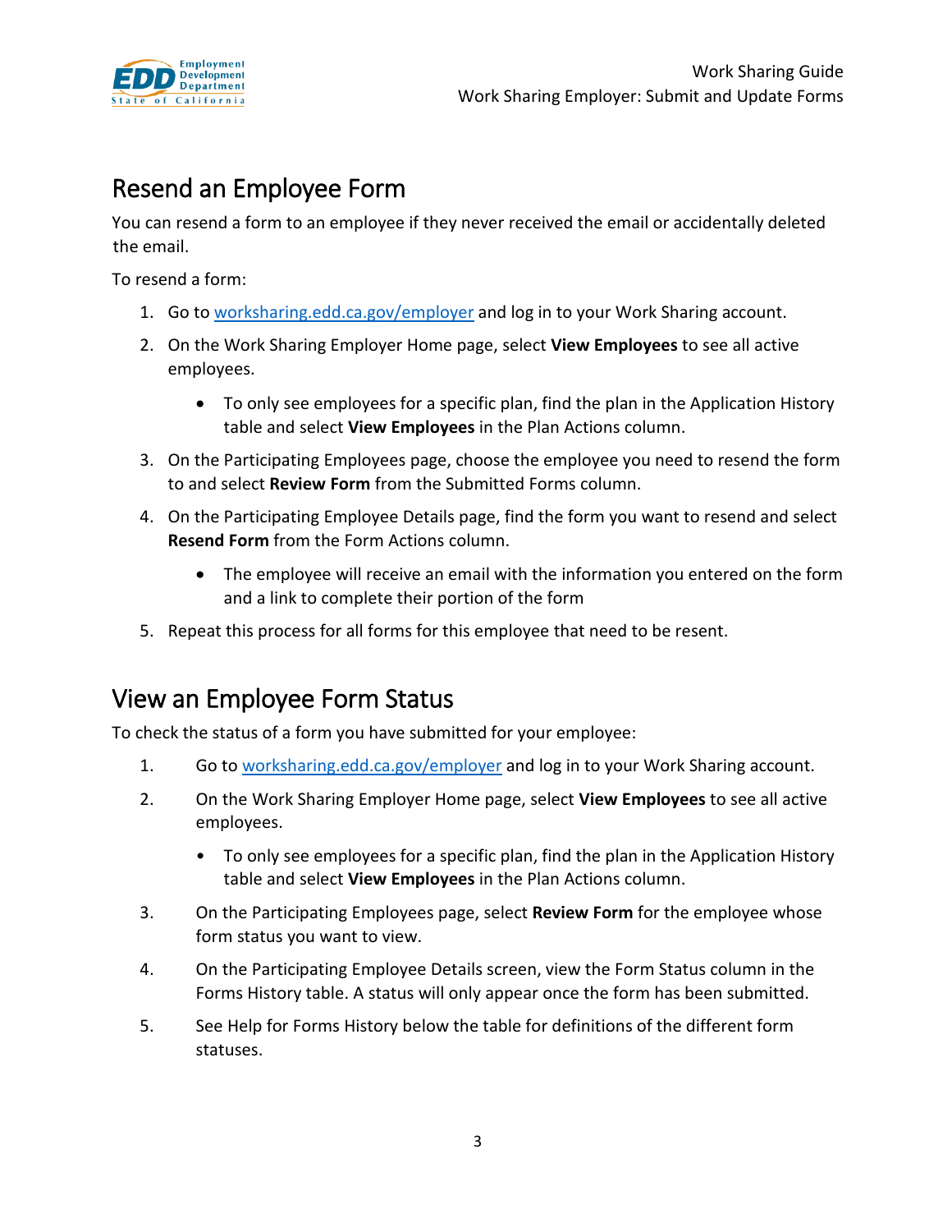## Resend an Employee Form

You can resend a form to an employee if they never received the email or accidentally deleted the email.

To resend a form:

1. Go to [worksharing.edd.ca.gov/employer](worksharing.edd.ca.gov/employer) and log in to your Work Sharing account.
2. On the Work Sharing Employer Home page, select **View Employees** to see all active employees.
   - To only see employees for a specific plan, find the plan in the Application History table and select **View Employees** in the Plan Actions column.
3. On the Participating Employees page, choose the employee you need to resend the form to and select **Review Form** from the Submitted Forms column.
4. On the Participating Employee Details page, find the form you want to resend and select **Resend Form** from the Form Actions column.
   - The employee will receive an email with the information you entered on the form and a link to complete their portion of the form
5. Repeat this process for all forms for this employee that need to be resent.

## View an Employee Form Status

To check the status of a form you have submitted for your employee:

1. Go to [worksharing.edd.ca.gov/employer](worksharing.edd.ca.gov/employer) and log in to your Work Sharing account.
2. On the Work Sharing Employer Home page, select **View Employees** to see all active employees.
   - To only see employees for a specific plan, find the plan in the Application History table and select **View Employees** in the Plan Actions column.
3. On the Participating Employees page, select **Review Form** for the employee whose form status you want to view.
4. On the Participating Employee Details screen, view the Form Status column in the Forms History table. A status will only appear once the form has been submitted.
5. See Help for Forms History below the table for definitions of the different form statuses.